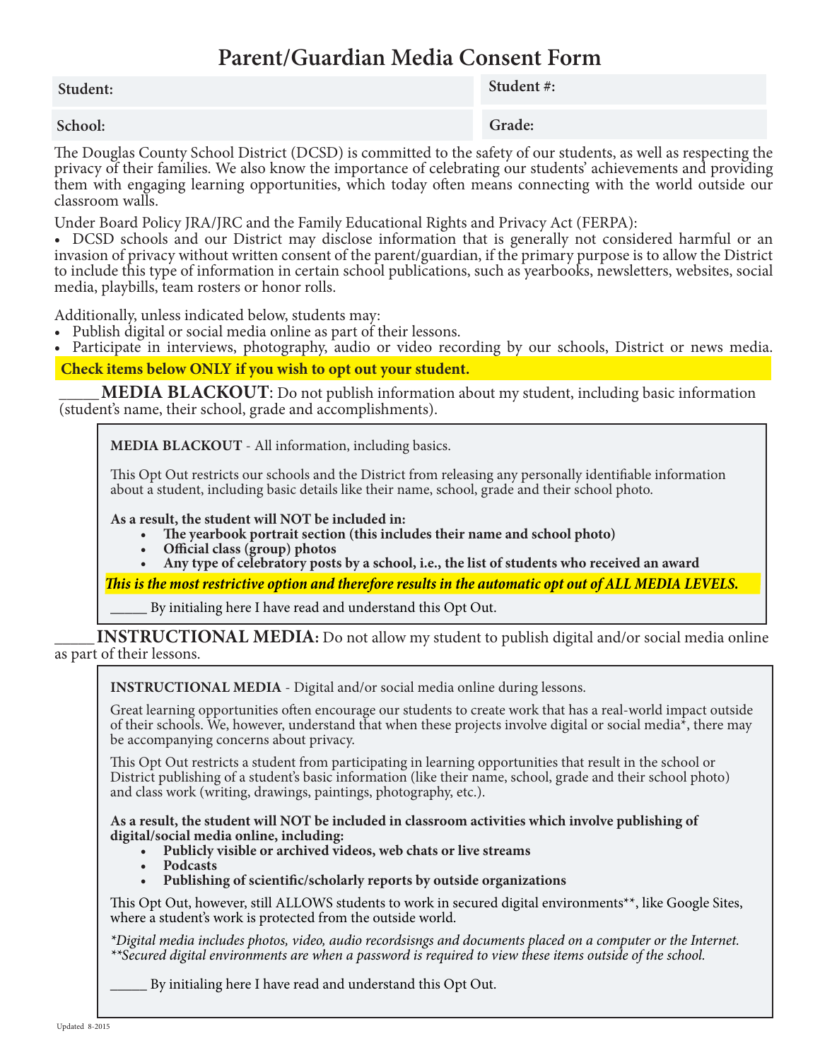# Parent/Guardian Media Consent Form

| **Student:** | **Student #:** |
|---|---|
| **School:** | **Grade:** |

The Douglas County School District (DCSD) is committed to the safety of our students, as well as respecting the privacy of their families. We also know the importance of celebrating our students' achievements and providing them with engaging learning opportunities, which today often means connecting with the world outside our classroom walls.

Under Board Policy JRA/JRC and the Family Educational Rights and Privacy Act (FERPA):

- DCSD schools and our District may disclose information that is generally not considered harmful or an invasion of privacy without written consent of the parent/guardian, if the primary purpose is to allow the District to include this type of information in certain school publications, such as yearbooks, newsletters, websites, social media, playbills, team rosters or honor rolls.

Additionally, unless indicated below, students may:

- Publish digital or social media online as part of their lessons.
- Participate in interviews, photography, audio or video recording by our schools, District or news media.

**Check items below ONLY if you wish to opt out your student.**

_____ **MEDIA BLACKOUT**: Do not publish information about my student, including basic information (student's name, their school, grade and accomplishments).

> **MEDIA BLACKOUT** - All information, including basics.
>
> This Opt Out restricts our schools and the District from releasing any personally identifiable information about a student, including basic details like their name, school, grade and their school photo.
>
> **As a result, the student will NOT be included in:**
>
> - **The yearbook portrait section (this includes their name and school photo)**
> - **Official class (group) photos**
> - **Any type of celebratory posts by a school, i.e., the list of students who received an award**
>
> ***This is the most restrictive option and therefore results in the automatic opt out of ALL MEDIA LEVELS.***
>
> _____ By initialing here I have read and understand this Opt Out.

_____ **INSTRUCTIONAL MEDIA:** Do not allow my student to publish digital and/or social media online as part of their lessons.

> **INSTRUCTIONAL MEDIA** - Digital and/or social media online during lessons.
>
> Great learning opportunities often encourage our students to create work that has a real-world impact outside of their schools. We, however, understand that when these projects involve digital or social media*, there may be accompanying concerns about privacy.
>
> This Opt Out restricts a student from participating in learning opportunities that result in the school or District publishing of a student's basic information (like their name, school, grade and their school photo) and class work (writing, drawings, paintings, photography, etc.).
>
> **As a result, the student will NOT be included in classroom activities which involve publishing of digital/social media online, including:**
>
> - **Publicly visible or archived videos, web chats or live streams**
> - **Podcasts**
> - **Publishing of scientific/scholarly reports by outside organizations**
>
> This Opt Out, however, still ALLOWS students to work in secured digital environments**, like Google Sites, where a student's work is protected from the outside world.
>
> *\*Digital media includes photos, video, audio recordsisngs and documents placed on a computer or the Internet.*
> *\*\*Secured digital environments are when a password is required to view these items outside of the school.*
>
> _____ By initialing here I have read and understand this Opt Out.

Updated 8-2015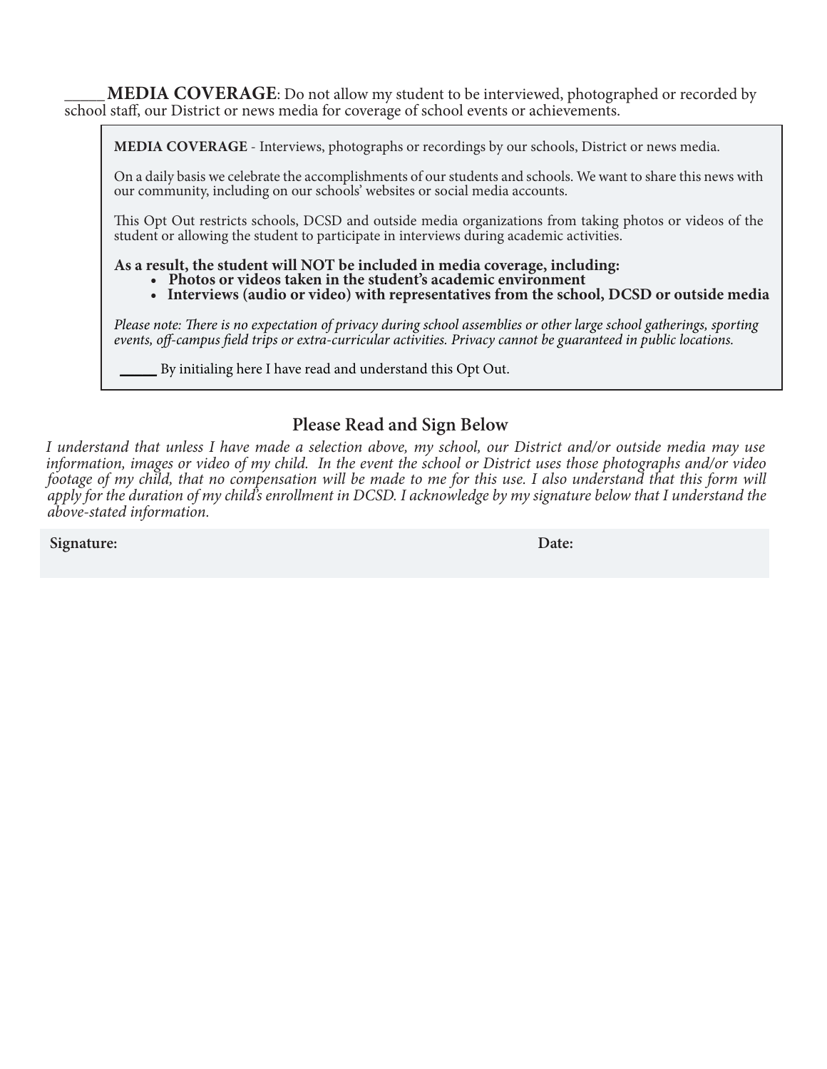_____ **MEDIA COVERAGE**: Do not allow my student to be interviewed, photographed or recorded by school staff, our District or news media for coverage of school events or achievements.

> **MEDIA COVERAGE** - Interviews, photographs or recordings by our schools, District or news media.
>
> On a daily basis we celebrate the accomplishments of our students and schools. We want to share this news with our community, including on our schools' websites or social media accounts.
>
> This Opt Out restricts schools, DCSD and outside media organizations from taking photos or videos of the student or allowing the student to participate in interviews during academic activities.
>
> **As a result, the student will NOT be included in media coverage, including:**
>
> - **Photos or videos taken in the student's academic environment**
> - **Interviews (audio or video) with representatives from the school, DCSD or outside media**
>
> *Please note: There is no expectation of privacy during school assemblies or other large school gatherings, sporting events, off-campus field trips or extra-curricular activities. Privacy cannot be guaranteed in public locations.*
>
> _____ By initialing here I have read and understand this Opt Out.

## Please Read and Sign Below

*I understand that unless I have made a selection above, my school, our District and/or outside media may use information, images or video of my child. In the event the school or District uses those photographs and/or video footage of my child, that no compensation will be made to me for this use. I also understand that this form will apply for the duration of my child's enrollment in DCSD. I acknowledge by my signature below that I understand the above-stated information.*

**Signature:** **Date:**